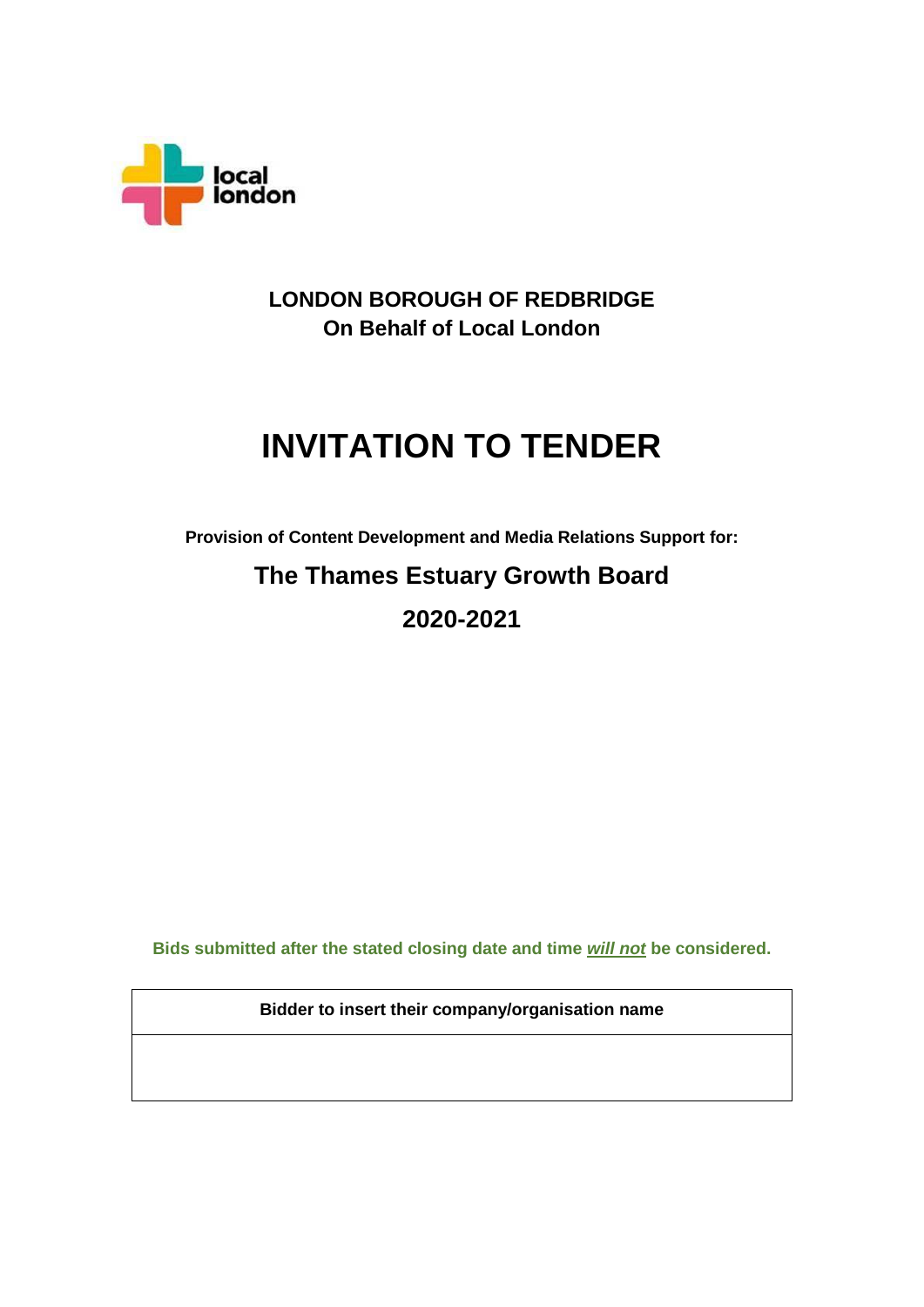**LONDON BOROUGH OF REDBRIDGE**
**On Behalf of Local London**

# INVITATION TO TENDER

**Provision of Content Development and Media Relations Support for:**

## The Thames Estuary Growth Board

## 2020-2021

**Bids submitted after the stated closing date and time *will not* be considered.**

| Bidder to insert their company/organisation name |
| --- |
| |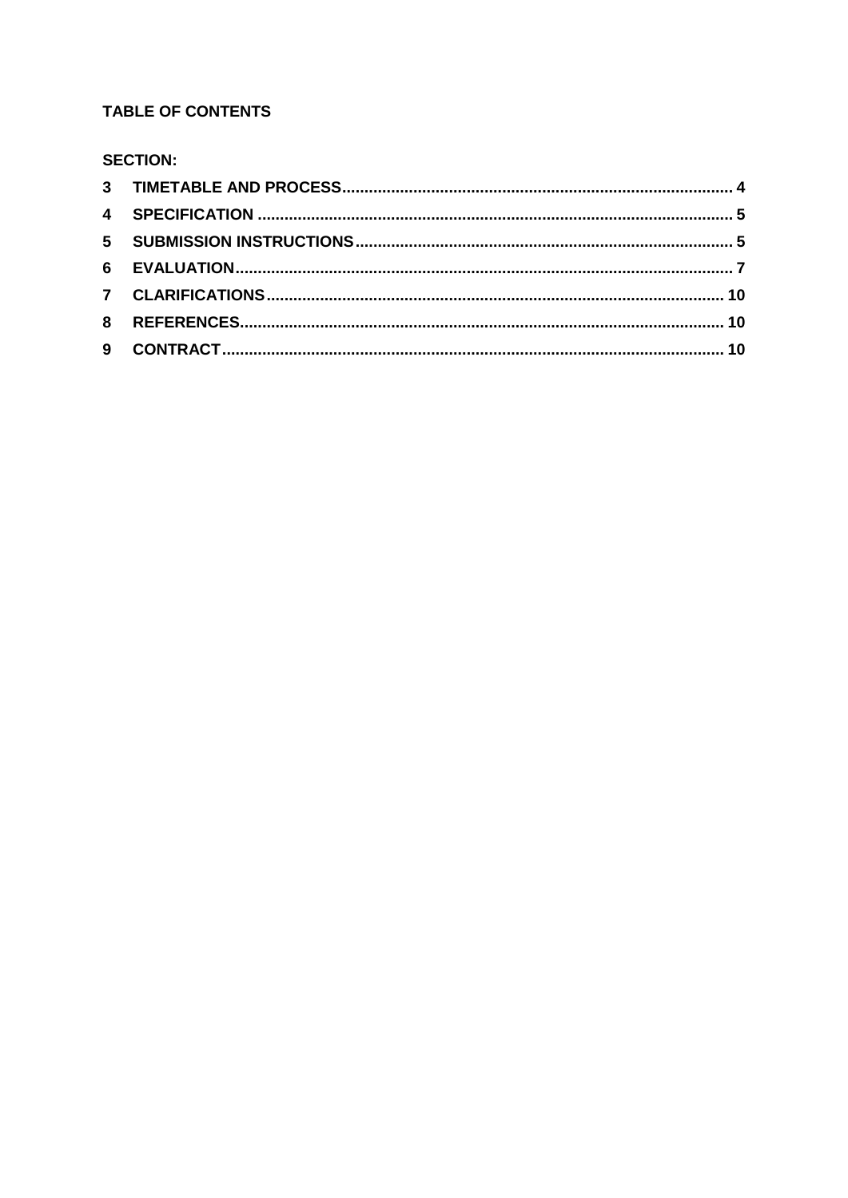**TABLE OF CONTENTS**

**SECTION:**

| | | |
|---|---|---|
| **3** | **TIMETABLE AND PROCESS** | **4** |
| **4** | **SPECIFICATION** | **5** |
| **5** | **SUBMISSION INSTRUCTIONS** | **5** |
| **6** | **EVALUATION** | **7** |
| **7** | **CLARIFICATIONS** | **10** |
| **8** | **REFERENCES** | **10** |
| **9** | **CONTRACT** | **10** |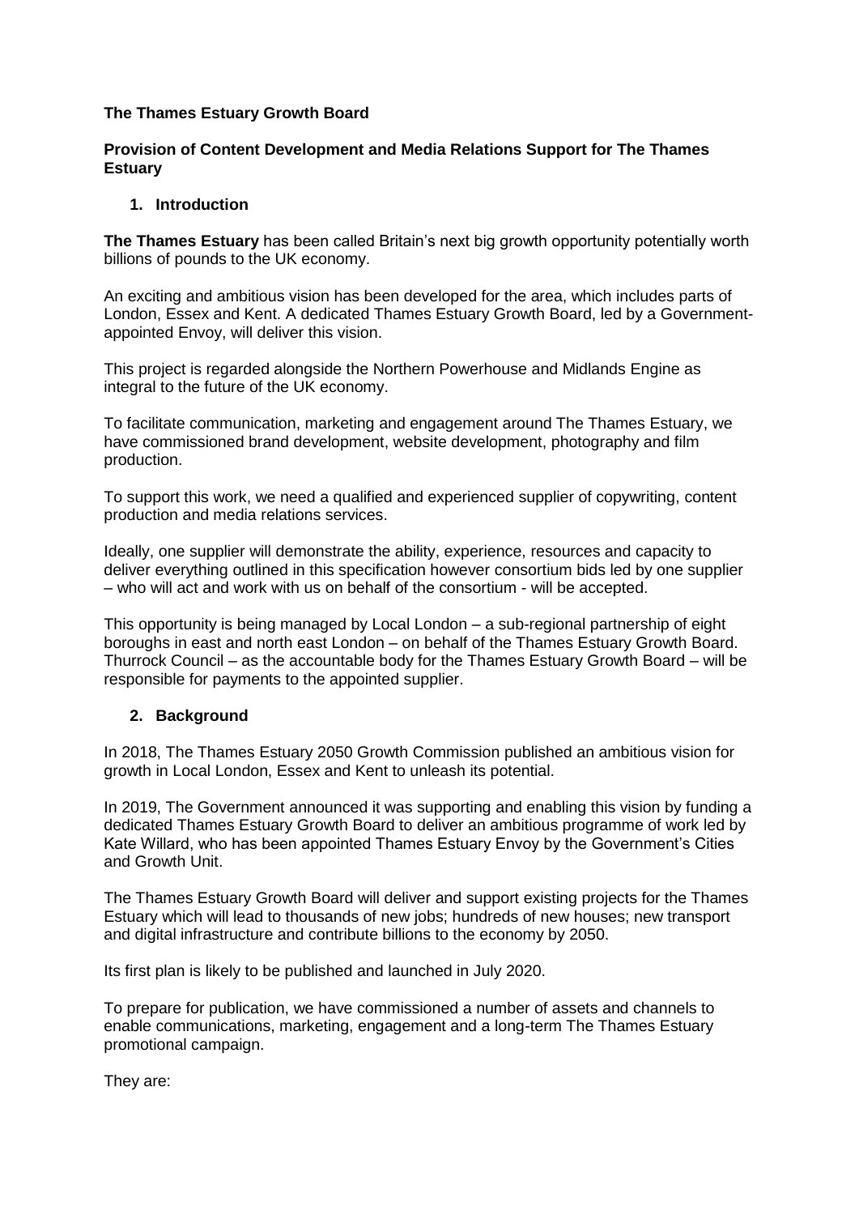**The Thames Estuary Growth Board**

**Provision of Content Development and Media Relations Support for The Thames Estuary**

1. **Introduction**

**The Thames Estuary** has been called Britain's next big growth opportunity potentially worth billions of pounds to the UK economy.

An exciting and ambitious vision has been developed for the area, which includes parts of London, Essex and Kent. A dedicated Thames Estuary Growth Board, led by a Government-appointed Envoy, will deliver this vision.

This project is regarded alongside the Northern Powerhouse and Midlands Engine as integral to the future of the UK economy.

To facilitate communication, marketing and engagement around The Thames Estuary, we have commissioned brand development, website development, photography and film production.

To support this work, we need a qualified and experienced supplier of copywriting, content production and media relations services.

Ideally, one supplier will demonstrate the ability, experience, resources and capacity to deliver everything outlined in this specification however consortium bids led by one supplier – who will act and work with us on behalf of the consortium - will be accepted.

This opportunity is being managed by Local London – a sub-regional partnership of eight boroughs in east and north east London – on behalf of the Thames Estuary Growth Board. Thurrock Council – as the accountable body for the Thames Estuary Growth Board – will be responsible for payments to the appointed supplier.

2. **Background**

In 2018, The Thames Estuary 2050 Growth Commission published an ambitious vision for growth in Local London, Essex and Kent to unleash its potential.

In 2019, The Government announced it was supporting and enabling this vision by funding a dedicated Thames Estuary Growth Board to deliver an ambitious programme of work led by Kate Willard, who has been appointed Thames Estuary Envoy by the Government's Cities and Growth Unit.

The Thames Estuary Growth Board will deliver and support existing projects for the Thames Estuary which will lead to thousands of new jobs; hundreds of new houses; new transport and digital infrastructure and contribute billions to the economy by 2050.

Its first plan is likely to be published and launched in July 2020.

To prepare for publication, we have commissioned a number of assets and channels to enable communications, marketing, engagement and a long-term The Thames Estuary promotional campaign.

They are: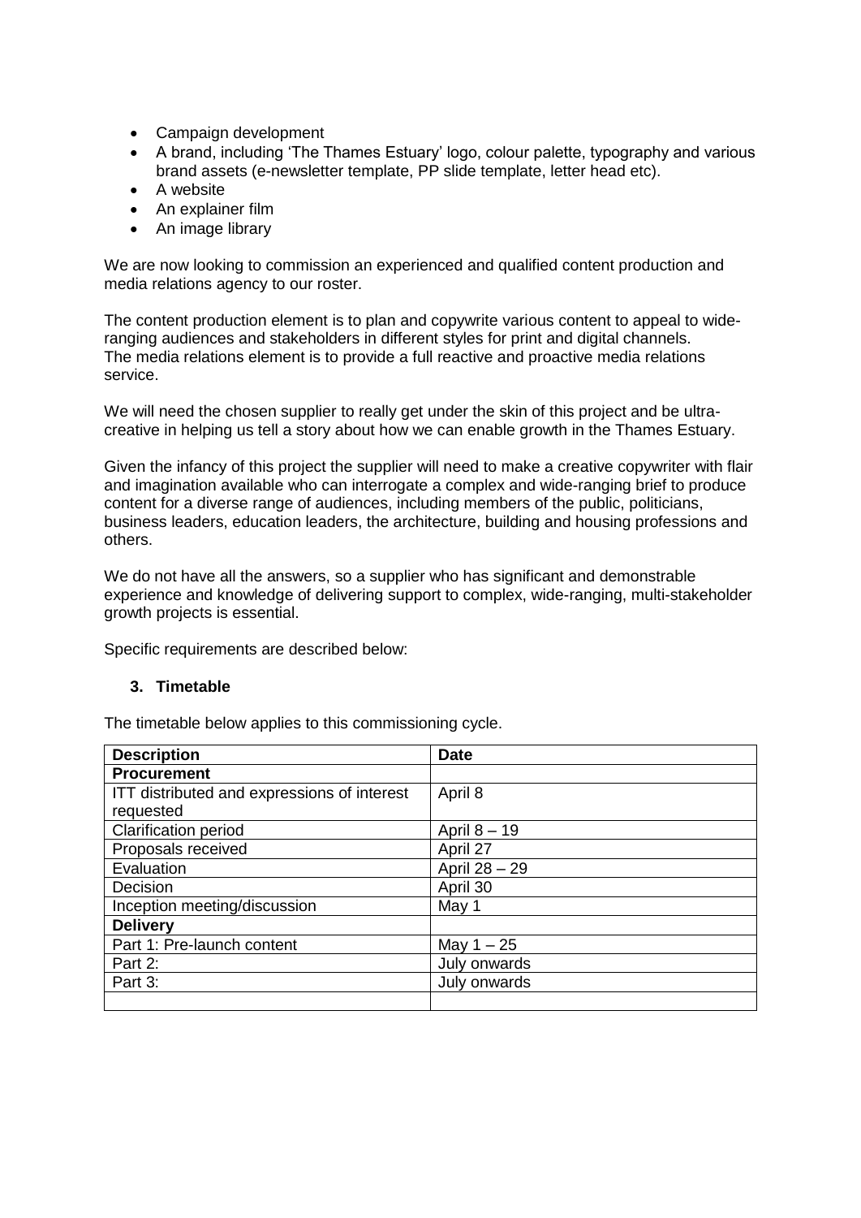- Campaign development
- A brand, including 'The Thames Estuary' logo, colour palette, typography and various brand assets (e-newsletter template, PP slide template, letter head etc).
- A website
- An explainer film
- An image library

We are now looking to commission an experienced and qualified content production and media relations agency to our roster.

The content production element is to plan and copywrite various content to appeal to wide-ranging audiences and stakeholders in different styles for print and digital channels. The media relations element is to provide a full reactive and proactive media relations service.

We will need the chosen supplier to really get under the skin of this project and be ultra-creative in helping us tell a story about how we can enable growth in the Thames Estuary.

Given the infancy of this project the supplier will need to make a creative copywriter with flair and imagination available who can interrogate a complex and wide-ranging brief to produce content for a diverse range of audiences, including members of the public, politicians, business leaders, education leaders, the architecture, building and housing professions and others.

We do not have all the answers, so a supplier who has significant and demonstrable experience and knowledge of delivering support to complex, wide-ranging, multi-stakeholder growth projects is essential.

Specific requirements are described below:

### 3. Timetable

The timetable below applies to this commissioning cycle.

| Description | Date |
|---|---|
| **Procurement** | |
| ITT distributed and expressions of interest requested | April 8 |
| Clarification period | April 8 – 19 |
| Proposals received | April 27 |
| Evaluation | April 28 – 29 |
| Decision | April 30 |
| Inception meeting/discussion | May 1 |
| **Delivery** | |
| Part 1: Pre-launch content | May 1 – 25 |
| Part 2: | July onwards |
| Part 3: | July onwards |
| | |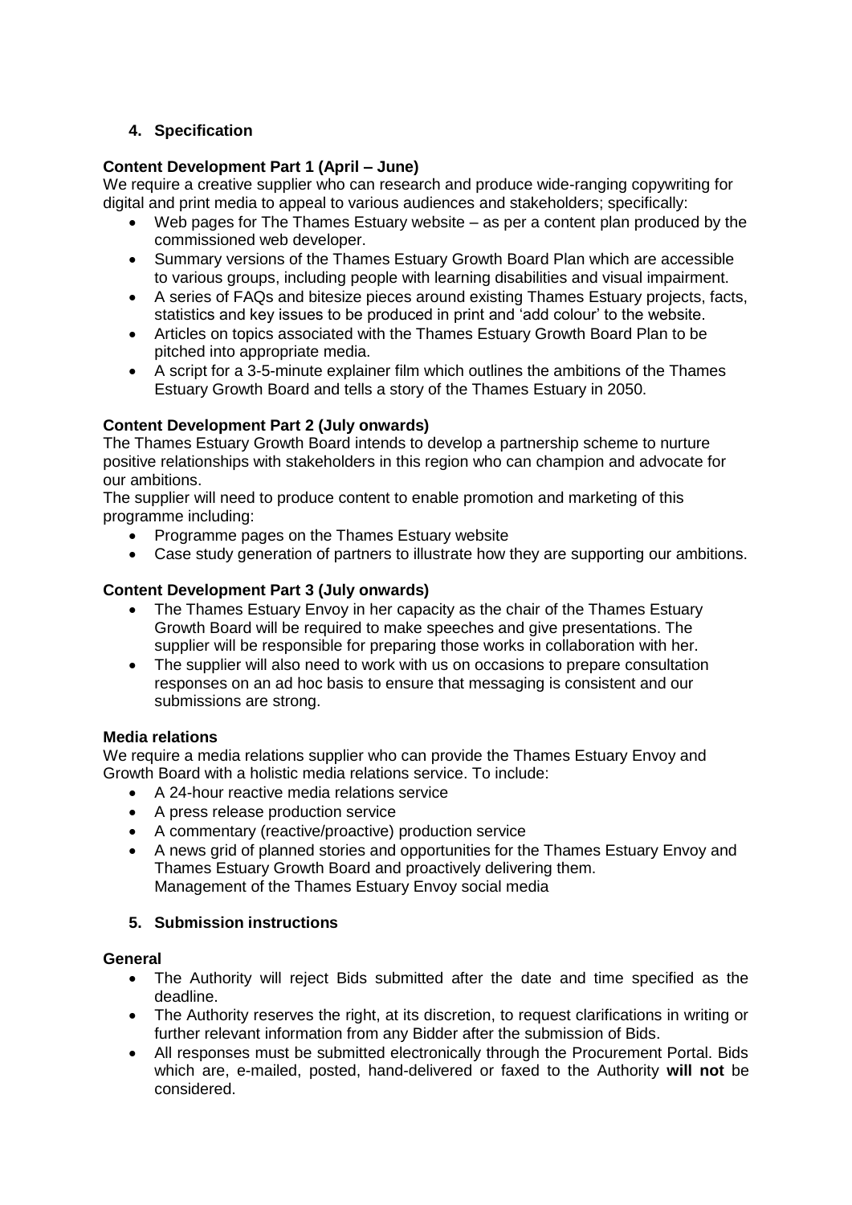## 4. Specification

**Content Development Part 1 (April – June)**

We require a creative supplier who can research and produce wide-ranging copywriting for digital and print media to appeal to various audiences and stakeholders; specifically:

- Web pages for The Thames Estuary website – as per a content plan produced by the commissioned web developer.
- Summary versions of the Thames Estuary Growth Board Plan which are accessible to various groups, including people with learning disabilities and visual impairment.
- A series of FAQs and bitesize pieces around existing Thames Estuary projects, facts, statistics and key issues to be produced in print and 'add colour' to the website.
- Articles on topics associated with the Thames Estuary Growth Board Plan to be pitched into appropriate media.
- A script for a 3-5-minute explainer film which outlines the ambitions of the Thames Estuary Growth Board and tells a story of the Thames Estuary in 2050.

**Content Development Part 2 (July onwards)**

The Thames Estuary Growth Board intends to develop a partnership scheme to nurture positive relationships with stakeholders in this region who can champion and advocate for our ambitions.

The supplier will need to produce content to enable promotion and marketing of this programme including:

- Programme pages on the Thames Estuary website
- Case study generation of partners to illustrate how they are supporting our ambitions.

**Content Development Part 3 (July onwards)**

- The Thames Estuary Envoy in her capacity as the chair of the Thames Estuary Growth Board will be required to make speeches and give presentations. The supplier will be responsible for preparing those works in collaboration with her.
- The supplier will also need to work with us on occasions to prepare consultation responses on an ad hoc basis to ensure that messaging is consistent and our submissions are strong.

**Media relations**

We require a media relations supplier who can provide the Thames Estuary Envoy and Growth Board with a holistic media relations service. To include:

- A 24-hour reactive media relations service
- A press release production service
- A commentary (reactive/proactive) production service
- A news grid of planned stories and opportunities for the Thames Estuary Envoy and Thames Estuary Growth Board and proactively delivering them.
  Management of the Thames Estuary Envoy social media

## 5. Submission instructions

**General**

- The Authority will reject Bids submitted after the date and time specified as the deadline.
- The Authority reserves the right, at its discretion, to request clarifications in writing or further relevant information from any Bidder after the submission of Bids.
- All responses must be submitted electronically through the Procurement Portal. Bids which are, e-mailed, posted, hand-delivered or faxed to the Authority **will not** be considered.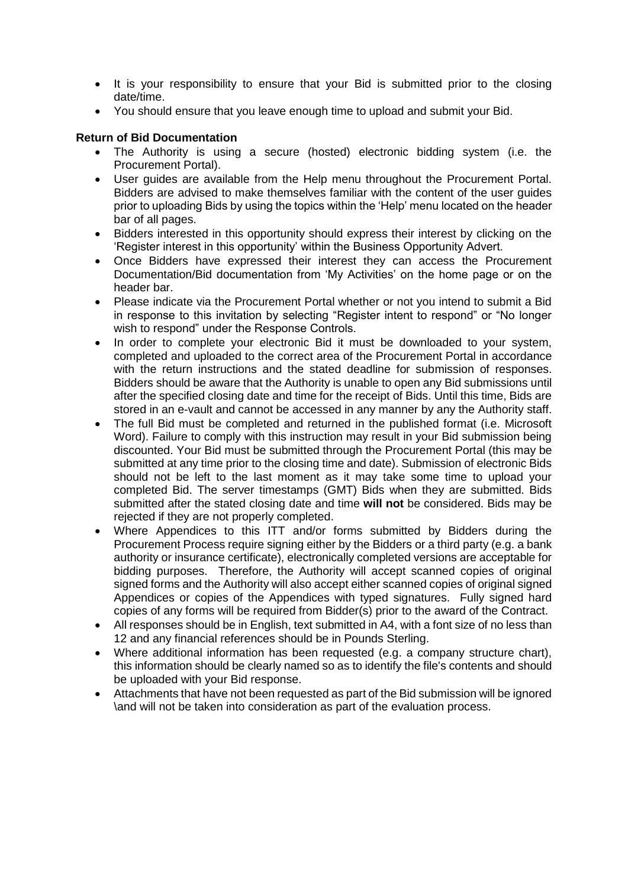- It is your responsibility to ensure that your Bid is submitted prior to the closing date/time.
- You should ensure that you leave enough time to upload and submit your Bid.

**Return of Bid Documentation**

- The Authority is using a secure (hosted) electronic bidding system (i.e. the Procurement Portal).
- User guides are available from the Help menu throughout the Procurement Portal. Bidders are advised to make themselves familiar with the content of the user guides prior to uploading Bids by using the topics within the 'Help' menu located on the header bar of all pages.
- Bidders interested in this opportunity should express their interest by clicking on the 'Register interest in this opportunity' within the Business Opportunity Advert.
- Once Bidders have expressed their interest they can access the Procurement Documentation/Bid documentation from 'My Activities' on the home page or on the header bar.
- Please indicate via the Procurement Portal whether or not you intend to submit a Bid in response to this invitation by selecting "Register intent to respond" or "No longer wish to respond" under the Response Controls.
- In order to complete your electronic Bid it must be downloaded to your system, completed and uploaded to the correct area of the Procurement Portal in accordance with the return instructions and the stated deadline for submission of responses. Bidders should be aware that the Authority is unable to open any Bid submissions until after the specified closing date and time for the receipt of Bids. Until this time, Bids are stored in an e-vault and cannot be accessed in any manner by any the Authority staff.
- The full Bid must be completed and returned in the published format (i.e. Microsoft Word). Failure to comply with this instruction may result in your Bid submission being discounted. Your Bid must be submitted through the Procurement Portal (this may be submitted at any time prior to the closing time and date). Submission of electronic Bids should not be left to the last moment as it may take some time to upload your completed Bid. The server timestamps (GMT) Bids when they are submitted. Bids submitted after the stated closing date and time **will not** be considered. Bids may be rejected if they are not properly completed.
- Where Appendices to this ITT and/or forms submitted by Bidders during the Procurement Process require signing either by the Bidders or a third party (e.g. a bank authority or insurance certificate), electronically completed versions are acceptable for bidding purposes. Therefore, the Authority will accept scanned copies of original signed forms and the Authority will also accept either scanned copies of original signed Appendices or copies of the Appendices with typed signatures. Fully signed hard copies of any forms will be required from Bidder(s) prior to the award of the Contract.
- All responses should be in English, text submitted in A4, with a font size of no less than 12 and any financial references should be in Pounds Sterling.
- Where additional information has been requested (e.g. a company structure chart), this information should be clearly named so as to identify the file's contents and should be uploaded with your Bid response.
- Attachments that have not been requested as part of the Bid submission will be ignored \and will not be taken into consideration as part of the evaluation process.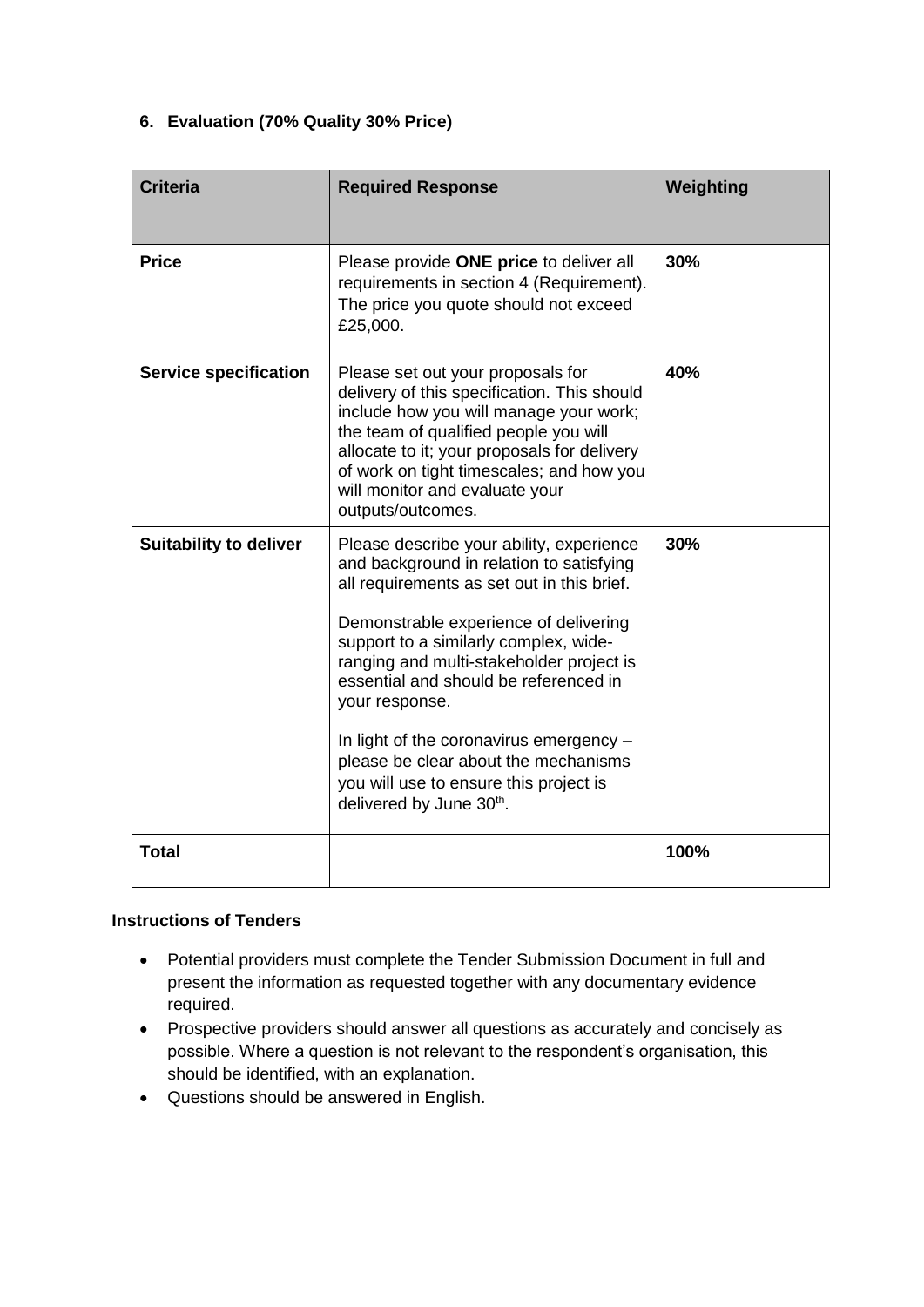## 6. Evaluation (70% Quality 30% Price)

| Criteria | Required Response | Weighting |
|---|---|---|
| **Price** | Please provide **ONE price** to deliver all requirements in section 4 (Requirement). The price you quote should not exceed £25,000. | **30%** |
| **Service specification** | Please set out your proposals for delivery of this specification. This should include how you will manage your work; the team of qualified people you will allocate to it; your proposals for delivery of work on tight timescales; and how you will monitor and evaluate your outputs/outcomes. | **40%** |
| **Suitability to deliver** | Please describe your ability, experience and background in relation to satisfying all requirements as set out in this brief.<br><br>Demonstrable experience of delivering support to a similarly complex, wide-ranging and multi-stakeholder project is essential and should be referenced in your response.<br><br>In light of the coronavirus emergency – please be clear about the mechanisms you will use to ensure this project is delivered by June 30th. | **30%** |
| **Total** | | **100%** |

**Instructions of Tenders**

- Potential providers must complete the Tender Submission Document in full and present the information as requested together with any documentary evidence required.
- Prospective providers should answer all questions as accurately and concisely as possible. Where a question is not relevant to the respondent's organisation, this should be identified, with an explanation.
- Questions should be answered in English.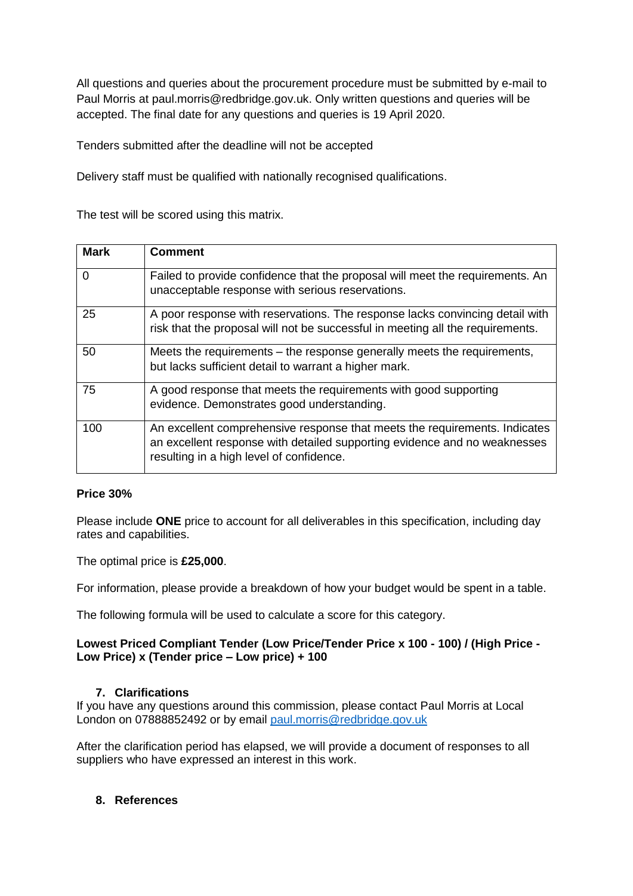All questions and queries about the procurement procedure must be submitted by e-mail to Paul Morris at paul.morris@redbridge.gov.uk. Only written questions and queries will be accepted. The final date for any questions and queries is 19 April 2020.

Tenders submitted after the deadline will not be accepted

Delivery staff must be qualified with nationally recognised qualifications.

The test will be scored using this matrix.

| Mark | Comment |
|---|---|
| 0 | Failed to provide confidence that the proposal will meet the requirements. An unacceptable response with serious reservations. |
| 25 | A poor response with reservations. The response lacks convincing detail with risk that the proposal will not be successful in meeting all the requirements. |
| 50 | Meets the requirements – the response generally meets the requirements, but lacks sufficient detail to warrant a higher mark. |
| 75 | A good response that meets the requirements with good supporting evidence. Demonstrates good understanding. |
| 100 | An excellent comprehensive response that meets the requirements. Indicates an excellent response with detailed supporting evidence and no weaknesses resulting in a high level of confidence. |

**Price 30%**

Please include **ONE** price to account for all deliverables in this specification, including day rates and capabilities.

The optimal price is **£25,000**.

For information, please provide a breakdown of how your budget would be spent in a table.

The following formula will be used to calculate a score for this category.

**Lowest Priced Compliant Tender (Low Price/Tender Price x 100 - 100) / (High Price - Low Price) x (Tender price – Low price) + 100**

### 7. Clarifications

If you have any questions around this commission, please contact Paul Morris at Local London on 07888852492 or by email paul.morris@redbridge.gov.uk

After the clarification period has elapsed, we will provide a document of responses to all suppliers who have expressed an interest in this work.

### 8. References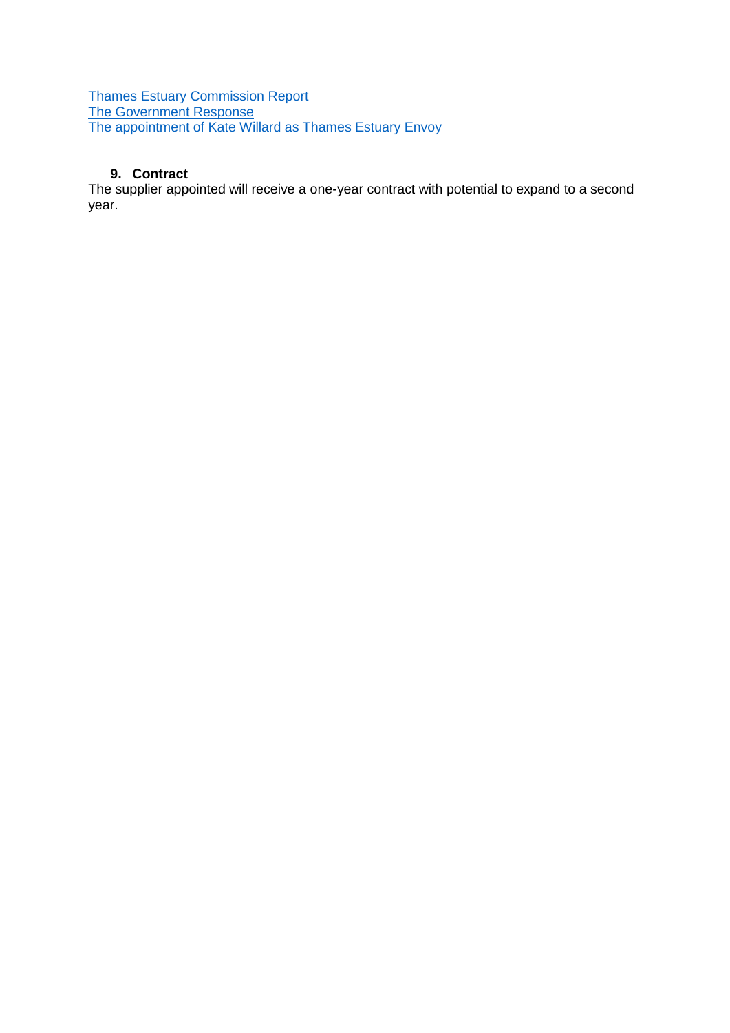[Thames Estuary Commission Report]
[The Government Response]
[The appointment of Kate Willard as Thames Estuary Envoy]

## 9. Contract

The supplier appointed will receive a one-year contract with potential to expand to a second year.